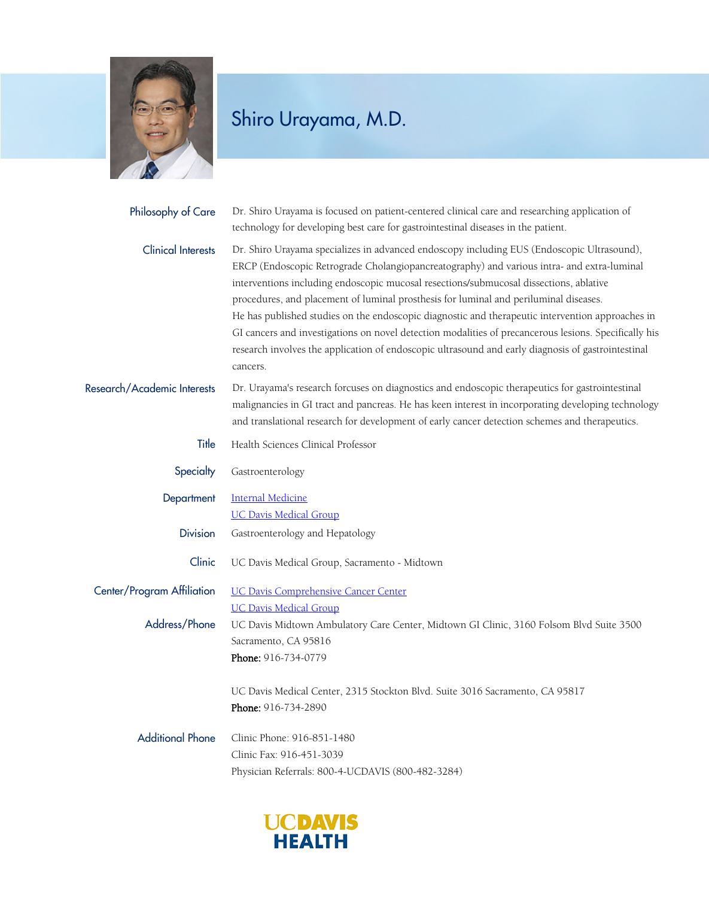# Shiro Urayama, M.D.

**Philosophy of Care**

Dr. Shiro Urayama is focused on patient-centered clinical care and researching application of technology for developing best care for gastrointestinal diseases in the patient.

**Clinical Interests**

Dr. Shiro Urayama specializes in advanced endoscopy including EUS (Endoscopic Ultrasound), ERCP (Endoscopic Retrograde Cholangiopancreatography) and various intra- and extra-luminal interventions including endoscopic mucosal resections/submucosal dissections, ablative procedures, and placement of luminal prosthesis for luminal and periluminal diseases.

He has published studies on the endoscopic diagnostic and therapeutic intervention approaches in GI cancers and investigations on novel detection modalities of precancerous lesions. Specifically his research involves the application of endoscopic ultrasound and early diagnosis of gastrointestinal cancers.

**Research/Academic Interests**

Dr. Urayama's research forcuses on diagnostics and endoscopic therapeutics for gastrointestinal malignancies in GI tract and pancreas. He has keen interest in incorporating developing technology and translational research for development of early cancer detection schemes and therapeutics.

**Title**

Health Sciences Clinical Professor

**Specialty**

Gastroenterology

**Department**

Internal Medicine
UC Davis Medical Group

**Division**

Gastroenterology and Hepatology

**Clinic**

UC Davis Medical Group, Sacramento - Midtown

**Center/Program Affiliation**

UC Davis Comprehensive Cancer Center
UC Davis Medical Group

**Address/Phone**

UC Davis Midtown Ambulatory Care Center, Midtown GI Clinic, 3160 Folsom Blvd Suite 3500 Sacramento, CA 95816
**Phone:** 916-734-0779

UC Davis Medical Center, 2315 Stockton Blvd. Suite 3016 Sacramento, CA 95817
**Phone:** 916-734-2890

**Additional Phone**

Clinic Phone: 916-851-1480
Clinic Fax: 916-451-3039
Physician Referrals: 800-4-UCDAVIS (800-482-3284)

UC DAVIS HEALTH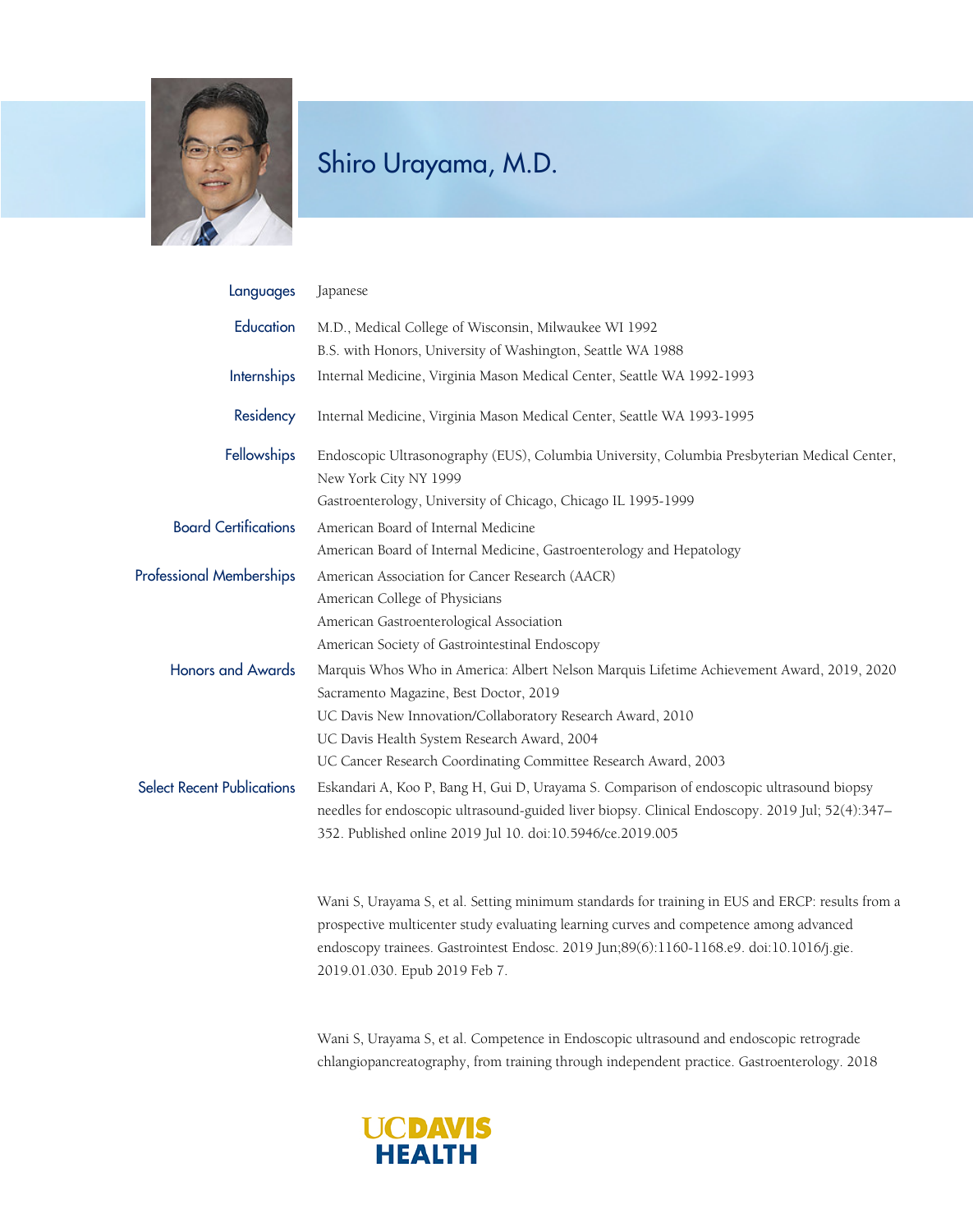# Shiro Urayama, M.D.

**Languages**
Japanese

**Education**
M.D., Medical College of Wisconsin, Milwaukee WI 1992
B.S. with Honors, University of Washington, Seattle WA 1988

**Internships**
Internal Medicine, Virginia Mason Medical Center, Seattle WA 1992-1993

**Residency**
Internal Medicine, Virginia Mason Medical Center, Seattle WA 1993-1995

**Fellowships**
Endoscopic Ultrasonography (EUS), Columbia University, Columbia Presbyterian Medical Center, New York City NY 1999
Gastroenterology, University of Chicago, Chicago IL 1995-1999

**Board Certifications**
American Board of Internal Medicine
American Board of Internal Medicine, Gastroenterology and Hepatology

**Professional Memberships**
American Association for Cancer Research (AACR)
American College of Physicians
American Gastroenterological Association
American Society of Gastrointestinal Endoscopy

**Honors and Awards**
Marquis Whos Who in America: Albert Nelson Marquis Lifetime Achievement Award, 2019, 2020
Sacramento Magazine, Best Doctor, 2019
UC Davis New Innovation/Collaboratory Research Award, 2010
UC Davis Health System Research Award, 2004
UC Cancer Research Coordinating Committee Research Award, 2003

**Select Recent Publications**
Eskandari A, Koo P, Bang H, Gui D, Urayama S. Comparison of endoscopic ultrasound biopsy needles for endoscopic ultrasound-guided liver biopsy. Clinical Endoscopy. 2019 Jul; 52(4):347–352. Published online 2019 Jul 10. doi:10.5946/ce.2019.005

Wani S, Urayama S, et al. Setting minimum standards for training in EUS and ERCP: results from a prospective multicenter study evaluating learning curves and competence among advanced endoscopy trainees. Gastrointest Endosc. 2019 Jun;89(6):1160-1168.e9. doi:10.1016/j.gie.2019.01.030. Epub 2019 Feb 7.

Wani S, Urayama S, et al. Competence in Endoscopic ultrasound and endoscopic retrograde chlangiopancreatography, from training through independent practice. Gastroenterology. 2018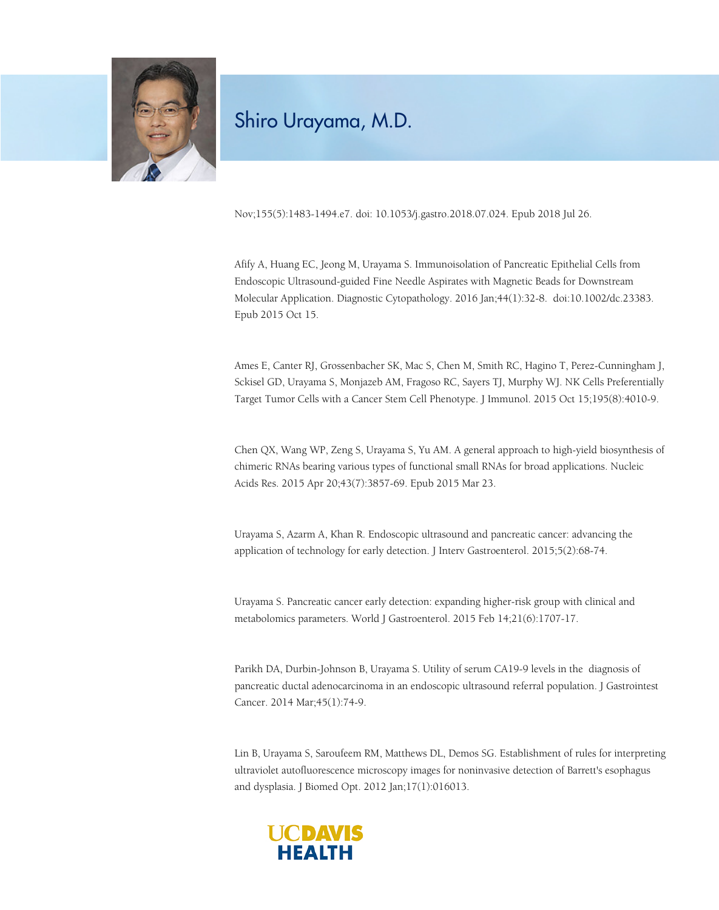Nov;155(5):1483-1494.e7. doi: 10.1053/j.gastro.2018.07.024. Epub 2018 Jul 26.

Afify A, Huang EC, Jeong M, Urayama S. Immunoisolation of Pancreatic Epithelial Cells from Endoscopic Ultrasound-guided Fine Needle Aspirates with Magnetic Beads for Downstream Molecular Application. Diagnostic Cytopathology. 2016 Jan;44(1):32-8. doi:10.1002/dc.23383. Epub 2015 Oct 15.

Ames E, Canter RJ, Grossenbacher SK, Mac S, Chen M, Smith RC, Hagino T, Perez-Cunningham J, Sckisel GD, Urayama S, Monjazeb AM, Fragoso RC, Sayers TJ, Murphy WJ. NK Cells Preferentially Target Tumor Cells with a Cancer Stem Cell Phenotype. J Immunol. 2015 Oct 15;195(8):4010-9.

Chen QX, Wang WP, Zeng S, Urayama S, Yu AM. A general approach to high-yield biosynthesis of chimeric RNAs bearing various types of functional small RNAs for broad applications. Nucleic Acids Res. 2015 Apr 20;43(7):3857-69. Epub 2015 Mar 23.

Urayama S, Azarm A, Khan R. Endoscopic ultrasound and pancreatic cancer: advancing the application of technology for early detection. J Interv Gastroenterol. 2015;5(2):68-74.

Urayama S. Pancreatic cancer early detection: expanding higher-risk group with clinical and metabolomics parameters. World J Gastroenterol. 2015 Feb 14;21(6):1707-17.

Parikh DA, Durbin-Johnson B, Urayama S. Utility of serum CA19-9 levels in the diagnosis of pancreatic ductal adenocarcinoma in an endoscopic ultrasound referral population. J Gastrointest Cancer. 2014 Mar;45(1):74-9.

Lin B, Urayama S, Saroufeem RM, Matthews DL, Demos SG. Establishment of rules for interpreting ultraviolet autofluorescence microscopy images for noninvasive detection of Barrett's esophagus and dysplasia. J Biomed Opt. 2012 Jan;17(1):016013.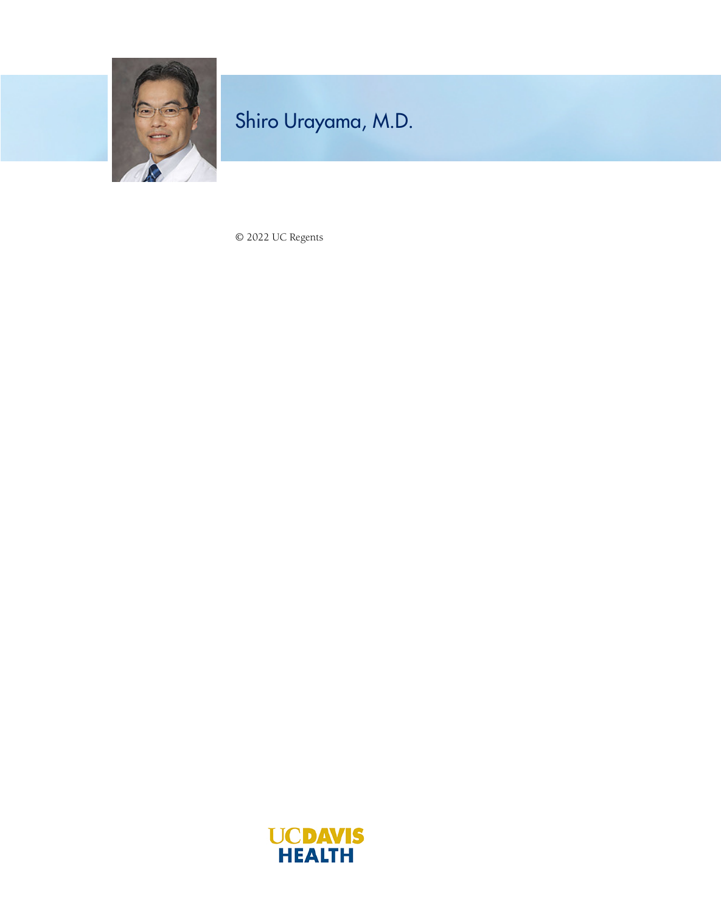# Shiro Urayama, M.D.

© 2022 UC Regents

UC DAVIS HEALTH